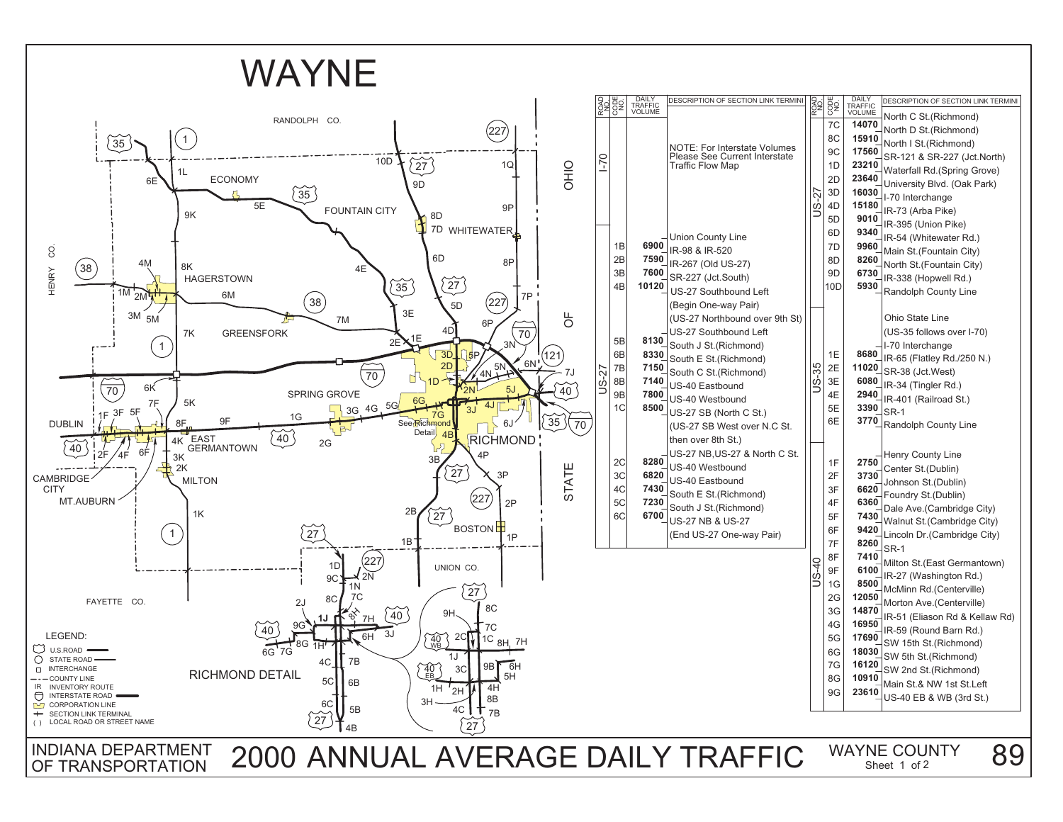# WAYNE

## 2000 ANNUAL AVERAGE DAILY TRAFFIC

INDIANA DEPARTMENT OF TRANSPORTATION — WAYNE COUNTY, Sheet 1 of 2

| ROAD NO | CODE NO | DAILY TRAFFIC VOLUME | DESCRIPTION OF SECTION LINK TERMINI |
|---|---|---|---|
| I-70 | | | NOTE: For Interstate Volumes Please See Current Interstate Traffic Flow Map |
| US-27 | | | Union County Line |
| | 1B | 6900 | IR-98 & IR-520 |
| | 2B | 7590 | IR-267 (Old US-27) |
| | 3B | 7600 | SR-227 (Jct.South) |
| | 4B | 10120 | US-27 Southbound Left |
| | | | (Begin One-way Pair) |
| | | | (US-27 Northbound over 9th St) |
| | | | US-27 Southbound Left |
| | 5B | 8130 | South J St.(Richmond) |
| | 6B | 8330 | South E St.(Richmond) |
| | 7B | 7150 | South C St.(Richmond) |
| | 8B | 7140 | US-40 Eastbound |
| | 9B | 7800 | US-40 Westbound |
| | 1C | 8500 | US-27 SB (North C St.) |
| | | | (US-27 SB West over N.C St. then over 8th St.) |
| | | | US-27 NB,US-27 & North C St. |
| | 2C | 8280 | US-40 Westbound |
| | 3C | 6820 | US-40 Eastbound |
| | 4C | 7430 | South E St.(Richmond) |
| | 5C | 7230 | South J St.(Richmond) |
| | 6C | 6700 | US-27 NB & US-27 |
| | | | (End US-27 One-way Pair) |

| ROAD NO | CODE NO | DAILY TRAFFIC VOLUME | DESCRIPTION OF SECTION LINK TERMINI |
|---|---|---|---|
| US-27 | | | North C St.(Richmond) |
| | 7C | 14070 | North D St.(Richmond) |
| | 8C | 15910 | North I St.(Richmond) |
| | 9C | 17560 | SR-121 & SR-227 (Jct.North) |
| | 1D | 23210 | Waterfall Rd.(Spring Grove) |
| | 2D | 23640 | University Blvd. (Oak Park) |
| | 3D | 16030 | I-70 Interchange |
| | 4D | 15180 | IR-73 (Arba Pike) |
| | 5D | 9010 | IR-395 (Union Pike) |
| | 6D | 9340 | IR-54 (Whitewater Rd.) |
| | 7D | 9960 | Main St.(Fountain City) |
| | 8D | 8260 | North St.(Fountain City) |
| | 9D | 6730 | IR-338 (Hopwell Rd.) |
| | 10D | 5930 | Randolph County Line |
| US-35 | | | Ohio State Line |
| | | | (US-35 follows over I-70) |
| | | | I-70 Interchange |
| | 1E | 8680 | IR-65 (Flatley Rd./250 N.) |
| | 2E | 11020 | SR-38 (Jct.West) |
| | 3E | 6080 | IR-34 (Tingler Rd.) |
| | 4E | 2940 | IR-401 (Railroad St.) |
| | 5E | 3390 | SR-1 |
| | 6E | 3770 | Randolph County Line |
| US-40 | | | Henry County Line |
| | 1F | 2750 | Center St.(Dublin) |
| | 2F | 3730 | Johnson St.(Dublin) |
| | 3F | 6620 | Foundry St.(Dublin) |
| | 4F | 6360 | Dale Ave.(Cambridge City) |
| | 5F | 7430 | Walnut St.(Cambridge City) |
| | 6F | 9420 | Lincoln Dr.(Cambridge City) |
| | 7F | 8260 | SR-1 |
| | 8F | 7410 | Milton St.(East Germantown) |
| | 9F | 6100 | IR-27 (Washington Rd.) |
| | 1G | 8500 | McMinn Rd.(Centerville) |
| | 2G | 12050 | Morton Ave.(Centerville) |
| | 3G | 14870 | IR-51 (Eliason Rd & Kellaw Rd) |
| | 4G | 16950 | IR-59 (Round Barn Rd.) |
| | 5G | 17690 | SW 15th St.(Richmond) |
| | 6G | 18030 | SW 5th St.(Richmond) |
| | 7G | 16120 | SW 2nd St.(Richmond) |
| | 8G | 10910 | Main St.& NW 1st St.Left |
| | 9G | 23610 | US-40 EB & WB (3rd St.) |

LEGEND:
- U.S.ROAD
- STATE ROAD
- INTERCHANGE
- COUNTY LINE
- IR INVENTORY ROUTE
- INTERSTATE ROAD
- CORPORATION LINE
- SECTION LINK TERMINAL
- ( ) LOCAL ROAD OR STREET NAME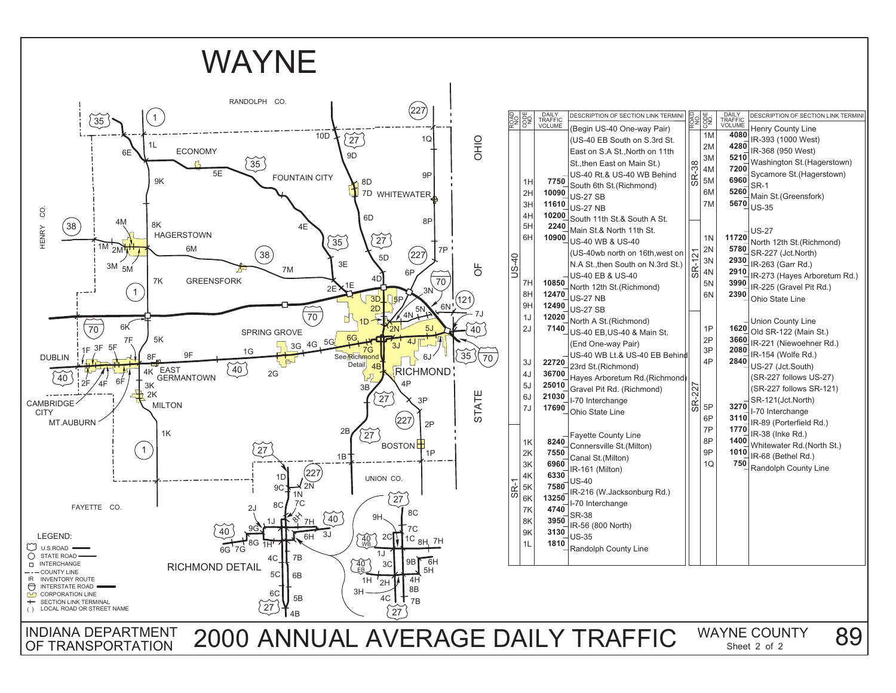# WAYNE

| ROAD NO. | CODE NO. | DAILY TRAFFIC VOLUME | DESCRIPTION OF SECTION LINK TERMINI |
|---|---|---|---|
| US-40 | | | (Begin US-40 One-way Pair) |
| | | | (US-40 EB South on S.3rd St. East on S.A St.,North on 11th St.,then East on Main St.) |
| | | | US-40 Rt.& US-40 WB Behind |
| | 1H | 7750 | South 6th St.(Richmond) |
| | 2H | 10090 | US-27 SB |
| | 3H | 11610 | US-27 NB |
| | 4H | 10200 | South 11th St.& South A St. |
| | 5H | 2240 | Main St.& North 11th St. |
| | 6H | 10900 | US-40 WB & US-40 |
| | | | (US-40wb north on 16th,west on N.A St.,then South on N.3rd St.) |
| | | | US-40 EB & US-40 |
| | 7H | 10850 | North 12th St.(Richmond) |
| | 8H | 12470 | US-27 NB |
| | 9H | 12490 | US-27 SB |
| | 1J | 12020 | North A St.(Richmond) |
| | 2J | 7140 | US-40 EB,US-40 & Main St. |
| | | | (End One-way Pair) |
| | | | US-40 WB Lt.& US-40 EB Behind |
| | 3J | 22720 | 23rd St.(Richmond) |
| | 4J | 36700 | Hayes Arboretum Rd.(Richmond) |
| | 5J | 25010 | Gravel Pit Rd. (Richmond) |
| | 6J | 21030 | I-70 Interchange |
| | 7J | 17690 | Ohio State Line |
| SR-1 | | | Fayette County Line |
| | 1K | 8240 | Connersville St.(Milton) |
| | 2K | 7550 | Canal St.(Milton) |
| | 3K | 6960 | IR-161 (Milton) |
| | 4K | 6330 | US-40 |
| | 5K | 7580 | IR-216 (W.Jacksonburg Rd.) |
| | 6K | 13250 | I-70 Interchange |
| | 7K | 4740 | SR-38 |
| | 8K | 3950 | IR-56 (800 North) |
| | 9K | 3130 | US-35 |
| | 1L | 1810 | Randolph County Line |

| ROAD NO. | CODE NO. | DAILY TRAFFIC VOLUME | DESCRIPTION OF SECTION LINK TERMINI |
|---|---|---|---|
| SR-38 | | | Henry County Line |
| | 1M | 4080 | IR-393 (1000 West) |
| | 2M | 4280 | IR-368 (950 West) |
| | 3M | 5210 | Washington St.(Hagerstown) |
| | 4M | 7200 | Sycamore St.(Hagerstown) |
| | 5M | 6960 | SR-1 |
| | 6M | 5260 | Main St.(Greensfork) |
| | 7M | 5670 | US-35 |
| SR-121 | | | US-27 |
| | 1N | 11720 | North 12th St.(Richmond) |
| | 2N | 5780 | SR-227 (Jct.North) |
| | 3N | 2930 | IR-263 (Garr Rd.) |
| | 4N | 2910 | IR-273 (Hayes Arboretum Rd.) |
| | 5N | 3990 | IR-225 (Gravel Pit Rd.) |
| | 6N | 2390 | Ohio State Line |
| SR-227 | | | Union County Line |
| | 1P | 1620 | Old SR-122 (Main St.) |
| | 2P | 3660 | IR-221 (Niewoehner Rd.) |
| | 3P | 2080 | IR-154 (Wolfe Rd.) |
| | 4P | 2840 | US-27 (Jct.South) |
| | | | (SR-227 follows US-27) |
| | | | (SR-227 follows SR-121) |
| | | | SR-121(Jct.North) |
| | 5P | 3270 | I-70 Interchange |
| | 6P | 3110 | IR-89 (Porterfield Rd.) |
| | 7P | 1770 | IR-38 (Inke Rd.) |
| | 8P | 1400 | Whitewater Rd.(North St.) |
| | 9P | 1010 | IR-68 (Bethel Rd.) |
| | 1Q | 750 | Randolph County Line |

LEGEND:
- U.S.ROAD
- STATE ROAD
- INTERCHANGE
- COUNTY LINE
- IR INVENTORY ROUTE
- INTERSTATE ROAD
- CORPORATION LINE
- SECTION LINK TERMINAL
- ( ) LOCAL ROAD OR STREET NAME

RICHMOND DETAIL

INDIANA DEPARTMENT OF TRANSPORTATION

2000 ANNUAL AVERAGE DAILY TRAFFIC

WAYNE COUNTY Sheet 2 of 2